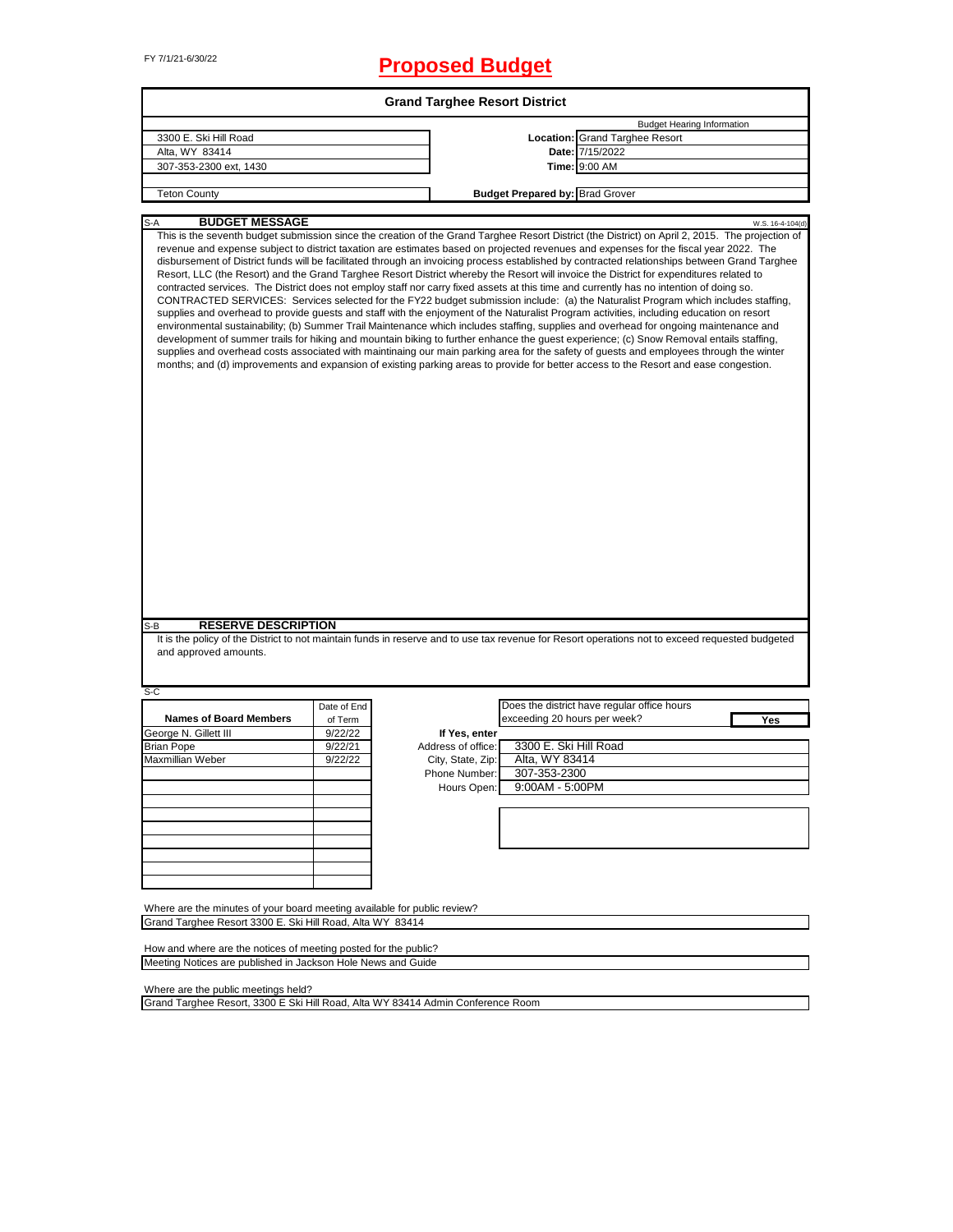FY 7/1/21-6/30/22

# Proposed Budget

## Grand Targhee Resort District

| | | Budget Hearing Information |
|---|---|---|
| 3300 E. Ski Hill Road | **Location:** | Grand Targhee Resort |
| Alta, WY 83414 | **Date:** | 7/15/2022 |
| 307-353-2300 ext, 1430 | **Time:** | 9:00 AM |
| Teton County | **Budget Prepared by:** | Brad Grover |

### S-A BUDGET MESSAGE

W.S. 16-4-104(d)

This is the seventh budget submission since the creation of the Grand Targhee Resort District (the District) on April 2, 2015. The projection of revenue and expense subject to district taxation are estimates based on projected revenues and expenses for the fiscal year 2022. The disbursement of District funds will be facilitated through an invoicing process established by contracted relationships between Grand Targhee Resort, LLC (the Resort) and the Grand Targhee Resort District whereby the Resort will invoice the District for expenditures related to contracted services. The District does not employ staff nor carry fixed assets at this time and currently has no intention of doing so. CONTRACTED SERVICES: Services selected for the FY22 budget submission include: (a) the Naturalist Program which includes staffing, supplies and overhead to provide guests and staff with the enjoyment of the Naturalist Program activities, including education on resort environmental sustainability; (b) Summer Trail Maintenance which includes staffing, supplies and overhead for ongoing maintenance and development of summer trails for hiking and mountain biking to further enhance the guest experience; (c) Snow Removal entails staffing, supplies and overhead costs associated with maintainaing our main parking area for the safety of guests and employees through the winter months; and (d) improvements and expansion of existing parking areas to provide for better access to the Resort and ease congestion.

### S-B RESERVE DESCRIPTION

It is the policy of the District to not maintain funds in reserve and to use tax revenue for Resort operations not to exceed requested budgeted and approved amounts.

### S-C

| Names of Board Members | Date of End of Term |
|---|---|
| George N. Gillett III | 9/22/22 |
| Brian Pope | 9/22/21 |
| Maxmillian Weber | 9/22/22 |

Does the district have regular office hours exceeding 20 hours per week? **Yes**

If Yes, enter

| | |
|---|---|
| Address of office: | 3300 E. Ski Hill Road |
| City, State, Zip: | Alta, WY 83414 |
| Phone Number: | 307-353-2300 |
| Hours Open: | 9:00AM - 5:00PM |

Where are the minutes of your board meeting available for public review?
Grand Targhee Resort 3300 E. Ski Hill Road, Alta WY 83414

How and where are the notices of meeting posted for the public?
Meeting Notices are published in Jackson Hole News and Guide

Where are the public meetings held?
Grand Targhee Resort, 3300 E Ski Hill Road, Alta WY 83414 Admin Conference Room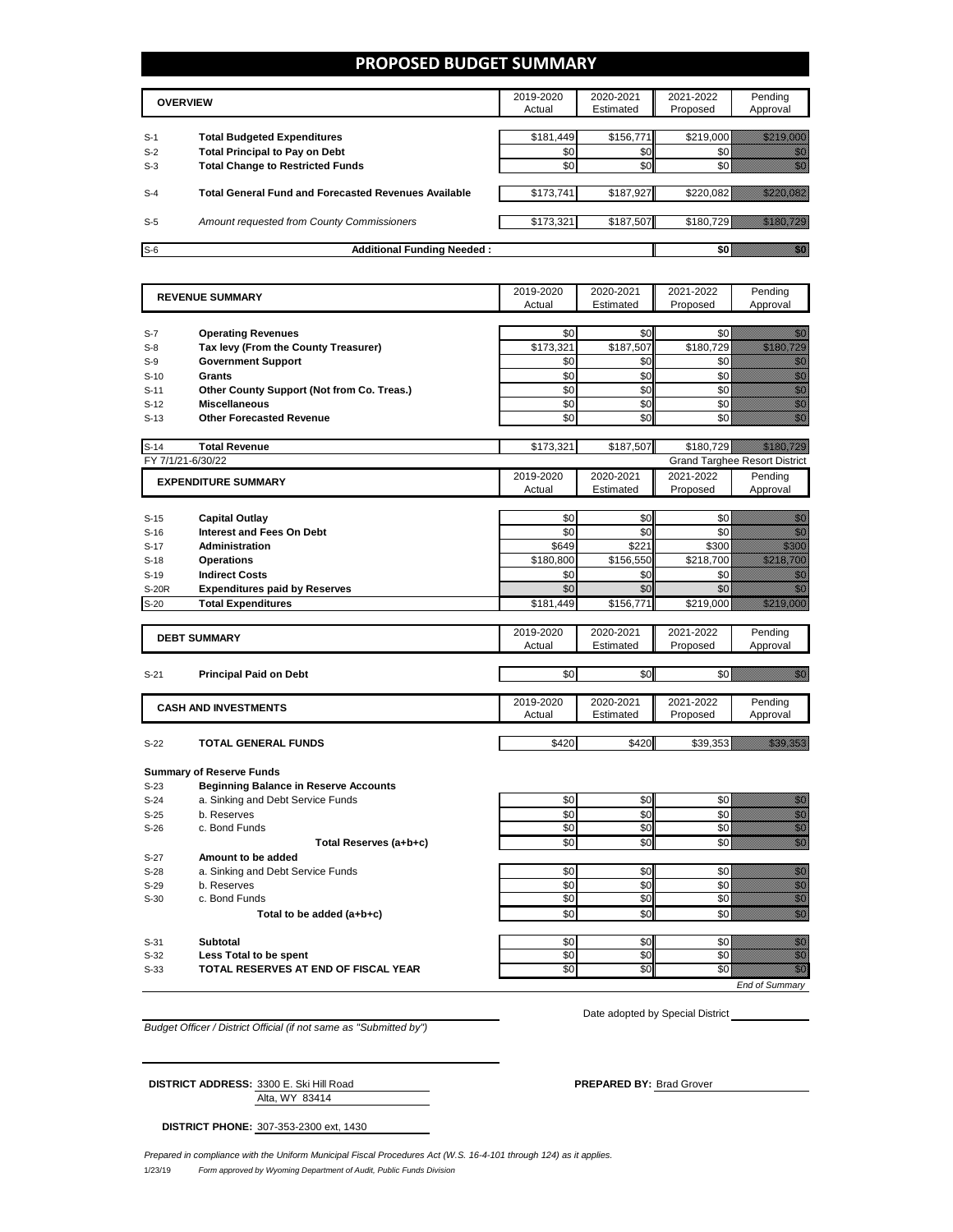# PROPOSED BUDGET SUMMARY

| | OVERVIEW | 2019-2020 Actual | 2020-2021 Estimated | 2021-2022 Proposed | Pending Approval |
|---|---|---|---|---|---|
| S-1 | **Total Budgeted Expenditures** | $181,449 | $156,771 | $219,000 | $219,000 |
| S-2 | **Total Principal to Pay on Debt** | $0 | $0 | $0 | $0 |
| S-3 | **Total Change to Restricted Funds** | $0 | $0 | $0 | $0 |
| S-4 | **Total General Fund and Forecasted Revenues Available** | $173,741 | $187,927 | $220,082 | $220,082 |
| S-5 | *Amount requested from County Commissioners* | $173,321 | $187,507 | $180,729 | $180,729 |
| S-6 | **Additional Funding Needed :** | | | $0 | $0 |

| | REVENUE SUMMARY | 2019-2020 Actual | 2020-2021 Estimated | 2021-2022 Proposed | Pending Approval |
|---|---|---|---|---|---|
| S-7 | **Operating Revenues** | $0 | $0 | $0 | $0 |
| S-8 | **Tax levy (From the County Treasurer)** | $173,321 | $187,507 | $180,729 | $180,729 |
| S-9 | **Government Support** | $0 | $0 | $0 | $0 |
| S-10 | **Grants** | $0 | $0 | $0 | $0 |
| S-11 | **Other County Support (Not from Co. Treas.)** | $0 | $0 | $0 | $0 |
| S-12 | **Miscellaneous** | $0 | $0 | $0 | $0 |
| S-13 | **Other Forecasted Revenue** | $0 | $0 | $0 | $0 |
| S-14 | **Total Revenue** | $173,321 | $187,507 | $180,729 | $180,729 |

FY 7/1/21-6/30/22 — Grand Targhee Resort District

| | EXPENDITURE SUMMARY | 2019-2020 Actual | 2020-2021 Estimated | 2021-2022 Proposed | Pending Approval |
|---|---|---|---|---|---|
| S-15 | **Capital Outlay** | $0 | $0 | $0 | $0 |
| S-16 | **Interest and Fees On Debt** | $0 | $0 | $0 | $0 |
| S-17 | **Administration** | $649 | $221 | $300 | $300 |
| S-18 | **Operations** | $180,800 | $156,550 | $218,700 | $218,700 |
| S-19 | **Indirect Costs** | $0 | $0 | $0 | $0 |
| S-20R | **Expenditures paid by Reserves** | $0 | $0 | $0 | $0 |
| S-20 | **Total Expenditures** | $181,449 | $156,771 | $219,000 | $219,000 |

| | DEBT SUMMARY | 2019-2020 Actual | 2020-2021 Estimated | 2021-2022 Proposed | Pending Approval |
|---|---|---|---|---|---|
| S-21 | **Principal Paid on Debt** | $0 | $0 | $0 | $0 |

| | CASH AND INVESTMENTS | 2019-2020 Actual | 2020-2021 Estimated | 2021-2022 Proposed | Pending Approval |
|---|---|---|---|---|---|
| S-22 | **TOTAL GENERAL FUNDS** | $420 | $420 | $39,353 | $39,353 |

**Summary of Reserve Funds**

| | | 2019-2020 Actual | 2020-2021 Estimated | 2021-2022 Proposed | Pending Approval |
|---|---|---|---|---|---|
| S-23 | **Beginning Balance in Reserve Accounts** | | | | |
| S-24 | a. Sinking and Debt Service Funds | $0 | $0 | $0 | $0 |
| S-25 | b. Reserves | $0 | $0 | $0 | $0 |
| S-26 | c. Bond Funds | $0 | $0 | $0 | $0 |
| | **Total Reserves (a+b+c)** | $0 | $0 | $0 | $0 |
| S-27 | **Amount to be added** | | | | |
| S-28 | a. Sinking and Debt Service Funds | $0 | $0 | $0 | $0 |
| S-29 | b. Reserves | $0 | $0 | $0 | $0 |
| S-30 | c. Bond Funds | $0 | $0 | $0 | $0 |
| | **Total to be added (a+b+c)** | $0 | $0 | $0 | $0 |
| S-31 | **Subtotal** | $0 | $0 | $0 | $0 |
| S-32 | **Less Total to be spent** | $0 | $0 | $0 | $0 |
| S-33 | **TOTAL RESERVES AT END OF FISCAL YEAR** | $0 | $0 | $0 | $0 |

*End of Summary*

*Budget Officer / District Official (if not same as "Submitted by")*

Date adopted by Special District ____________

**DISTRICT ADDRESS:** 3300 E. Ski Hill Road
Alta, WY 83414

**PREPARED BY:** Brad Grover

**DISTRICT PHONE:** 307-353-2300 ext, 1430

*Prepared in compliance with the Uniform Municipal Fiscal Procedures Act (W.S. 16-4-101 through 124) as it applies.*

1/23/19 *Form approved by Wyoming Department of Audit, Public Funds Division*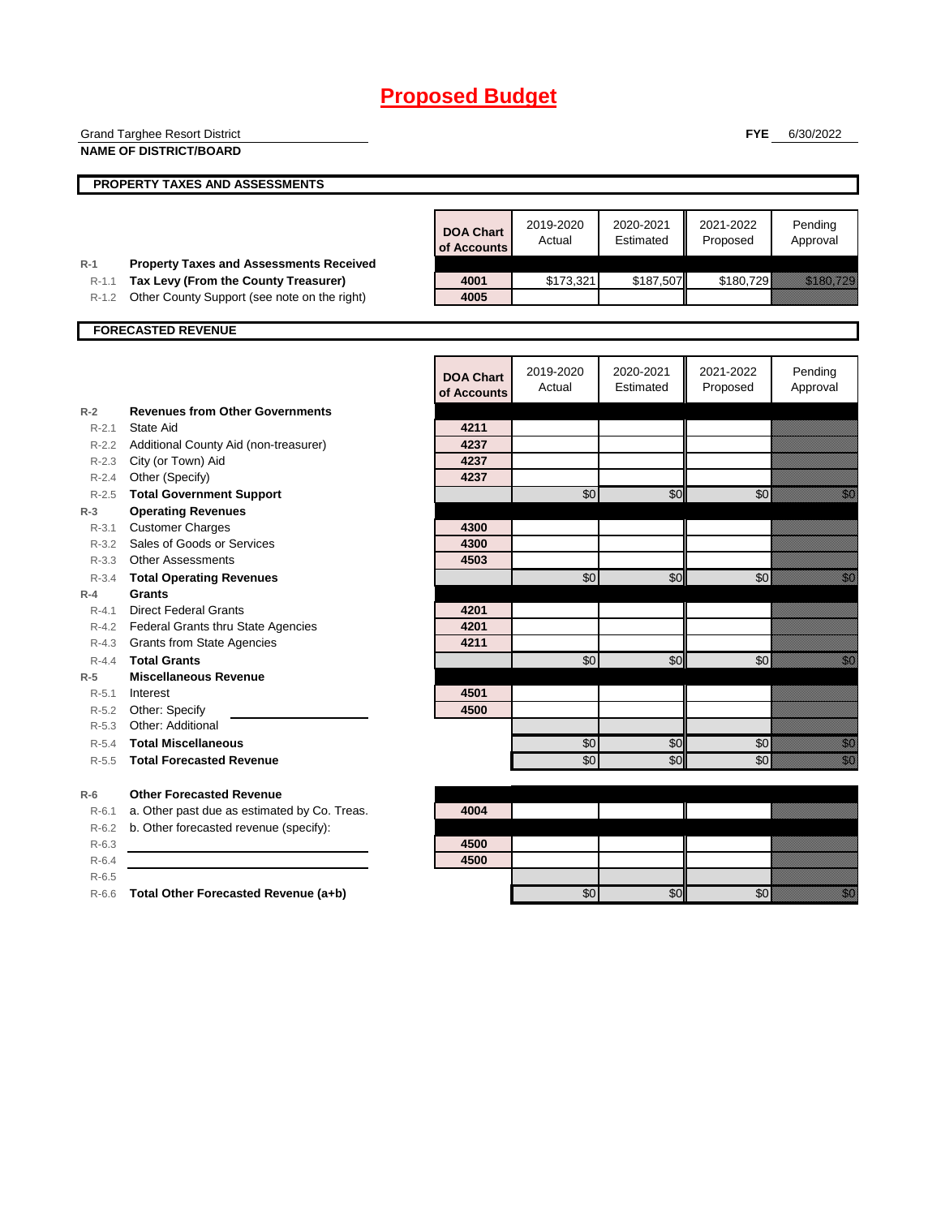# Proposed Budget

Grand Targhee Resort District
**NAME OF DISTRICT/BOARD**

**FYE** 6/30/2022

## PROPERTY TAXES AND ASSESSMENTS

| | | DOA Chart of Accounts | 2019-2020 Actual | 2020-2021 Estimated | 2021-2022 Proposed | Pending Approval |
|---|---|---|---|---|---|---|
| R-1 | **Property Taxes and Assessments Received** | | | | | |
| R-1.1 | **Tax Levy (From the County Treasurer)** | 4001 | $173,321 | $187,507 | $180,729 | $180,729 |
| R-1.2 | Other County Support (see note on the right) | 4005 | | | | |

## FORECASTED REVENUE

| | | DOA Chart of Accounts | 2019-2020 Actual | 2020-2021 Estimated | 2021-2022 Proposed | Pending Approval |
|---|---|---|---|---|---|---|
| R-2 | **Revenues from Other Governments** | | | | | |
| R-2.1 | State Aid | 4211 | | | | |
| R-2.2 | Additional County Aid (non-treasurer) | 4237 | | | | |
| R-2.3 | City (or Town) Aid | 4237 | | | | |
| R-2.4 | Other (Specify) | 4237 | | | | |
| R-2.5 | **Total Government Support** | | $0 | $0 | $0 | $0 |
| R-3 | **Operating Revenues** | | | | | |
| R-3.1 | Customer Charges | 4300 | | | | |
| R-3.2 | Sales of Goods or Services | 4300 | | | | |
| R-3.3 | Other Assessments | 4503 | | | | |
| R-3.4 | **Total Operating Revenues** | | $0 | $0 | $0 | $0 |
| R-4 | **Grants** | | | | | |
| R-4.1 | Direct Federal Grants | 4201 | | | | |
| R-4.2 | Federal Grants thru State Agencies | 4201 | | | | |
| R-4.3 | Grants from State Agencies | 4211 | | | | |
| R-4.4 | **Total Grants** | | $0 | $0 | $0 | $0 |
| R-5 | **Miscellaneous Revenue** | | | | | |
| R-5.1 | Interest | 4501 | | | | |
| R-5.2 | Other: Specify | 4500 | | | | |
| R-5.3 | Other: Additional | | | | | |
| R-5.4 | **Total Miscellaneous** | | $0 | $0 | $0 | $0 |
| R-5.5 | **Total Forecasted Revenue** | | $0 | $0 | $0 | $0 |
| R-6 | **Other Forecasted Revenue** | | | | | |
| R-6.1 | a. Other past due as estimated by Co. Treas. | 4004 | | | | |
| R-6.2 | b. Other forecasted revenue (specify): | | | | | |
| R-6.3 | | 4500 | | | | |
| R-6.4 | | 4500 | | | | |
| R-6.5 | | | | | | |
| R-6.6 | **Total Other Forecasted Revenue (a+b)** | | $0 | $0 | $0 | $0 |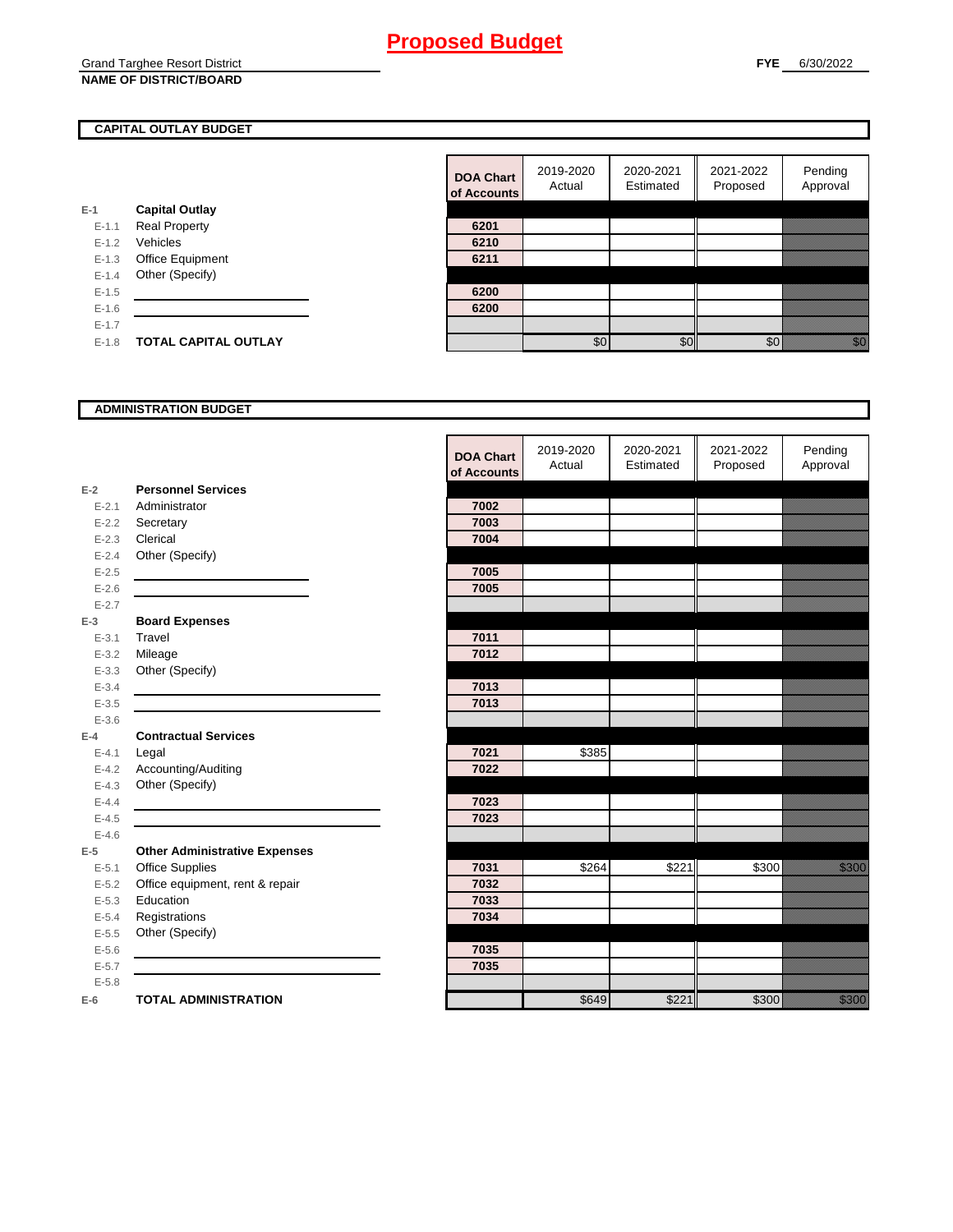# Proposed Budget

Grand Targhee Resort District
**NAME OF DISTRICT/BOARD**

**FYE** 6/30/2022

## CAPITAL OUTLAY BUDGET

| | | DOA Chart of Accounts | 2019-2020 Actual | 2020-2021 Estimated | 2021-2022 Proposed | Pending Approval |
|---|---|---|---|---|---|---|
| E-1 | **Capital Outlay** | | | | | |
| E-1.1 | Real Property | 6201 | | | | |
| E-1.2 | Vehicles | 6210 | | | | |
| E-1.3 | Office Equipment | 6211 | | | | |
| E-1.4 | Other (Specify) | | | | | |
| E-1.5 | | 6200 | | | | |
| E-1.6 | | 6200 | | | | |
| E-1.7 | | | | | | |
| E-1.8 | **TOTAL CAPITAL OUTLAY** | | $0 | $0 | $0 | $0 |

## ADMINISTRATION BUDGET

| | | DOA Chart of Accounts | 2019-2020 Actual | 2020-2021 Estimated | 2021-2022 Proposed | Pending Approval |
|---|---|---|---|---|---|---|
| E-2 | **Personnel Services** | | | | | |
| E-2.1 | Administrator | 7002 | | | | |
| E-2.2 | Secretary | 7003 | | | | |
| E-2.3 | Clerical | 7004 | | | | |
| E-2.4 | Other (Specify) | | | | | |
| E-2.5 | | 7005 | | | | |
| E-2.6 | | 7005 | | | | |
| E-2.7 | | | | | | |
| E-3 | **Board Expenses** | | | | | |
| E-3.1 | Travel | 7011 | | | | |
| E-3.2 | Mileage | 7012 | | | | |
| E-3.3 | Other (Specify) | | | | | |
| E-3.4 | | 7013 | | | | |
| E-3.5 | | 7013 | | | | |
| E-3.6 | | | | | | |
| E-4 | **Contractual Services** | | | | | |
| E-4.1 | Legal | 7021 | $385 | | | |
| E-4.2 | Accounting/Auditing | 7022 | | | | |
| E-4.3 | Other (Specify) | | | | | |
| E-4.4 | | 7023 | | | | |
| E-4.5 | | 7023 | | | | |
| E-4.6 | | | | | | |
| E-5 | **Other Administrative Expenses** | | | | | |
| E-5.1 | Office Supplies | 7031 | $264 | $221 | $300 | $300 |
| E-5.2 | Office equipment, rent & repair | 7032 | | | | |
| E-5.3 | Education | 7033 | | | | |
| E-5.4 | Registrations | 7034 | | | | |
| E-5.5 | Other (Specify) | | | | | |
| E-5.6 | | 7035 | | | | |
| E-5.7 | | 7035 | | | | |
| E-5.8 | | | | | | |
| E-6 | **TOTAL ADMINISTRATION** | | $649 | $221 | $300 | $300 |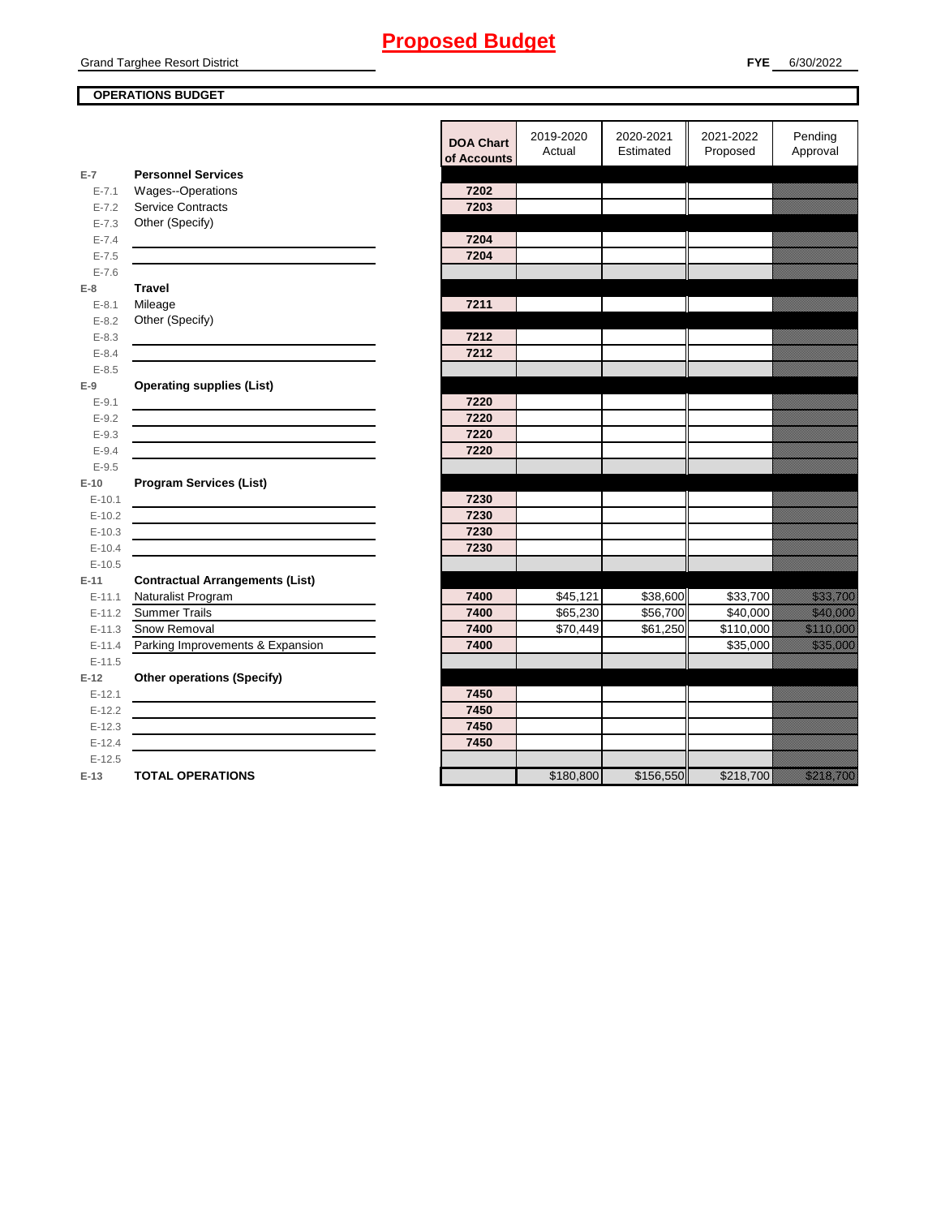# Proposed Budget

Grand Targhee Resort District

**FYE** 6/30/2022

**OPERATIONS BUDGET**

| | | DOA Chart of Accounts | 2019-2020 Actual | 2020-2021 Estimated | 2021-2022 Proposed | Pending Approval |
|---|---|---|---|---|---|---|
| E-7 | **Personnel Services** | | | | | |
| E-7.1 | Wages--Operations | 7202 | | | | |
| E-7.2 | Service Contracts | 7203 | | | | |
| E-7.3 | Other (Specify) | | | | | |
| E-7.4 | | 7204 | | | | |
| E-7.5 | | 7204 | | | | |
| E-7.6 | | | | | | |
| E-8 | **Travel** | | | | | |
| E-8.1 | Mileage | 7211 | | | | |
| E-8.2 | Other (Specify) | | | | | |
| E-8.3 | | 7212 | | | | |
| E-8.4 | | 7212 | | | | |
| E-8.5 | | | | | | |
| E-9 | **Operating supplies (List)** | | | | | |
| E-9.1 | | 7220 | | | | |
| E-9.2 | | 7220 | | | | |
| E-9.3 | | 7220 | | | | |
| E-9.4 | | 7220 | | | | |
| E-9.5 | | | | | | |
| E-10 | **Program Services (List)** | | | | | |
| E-10.1 | | 7230 | | | | |
| E-10.2 | | 7230 | | | | |
| E-10.3 | | 7230 | | | | |
| E-10.4 | | 7230 | | | | |
| E-10.5 | | | | | | |
| E-11 | **Contractual Arrangements (List)** | | | | | |
| E-11.1 | Naturalist Program | 7400 | $45,121 | $38,600 | $33,700 | $33,700 |
| E-11.2 | Summer Trails | 7400 | $65,230 | $56,700 | $40,000 | $40,000 |
| E-11.3 | Snow Removal | 7400 | $70,449 | $61,250 | $110,000 | $110,000 |
| E-11.4 | Parking Improvements & Expansion | 7400 | | | $35,000 | $35,000 |
| E-11.5 | | | | | | |
| E-12 | **Other operations (Specify)** | | | | | |
| E-12.1 | | 7450 | | | | |
| E-12.2 | | 7450 | | | | |
| E-12.3 | | 7450 | | | | |
| E-12.4 | | 7450 | | | | |
| E-12.5 | | | | | | |
| E-13 | **TOTAL OPERATIONS** | | $180,800 | $156,550 | $218,700 | $218,700 |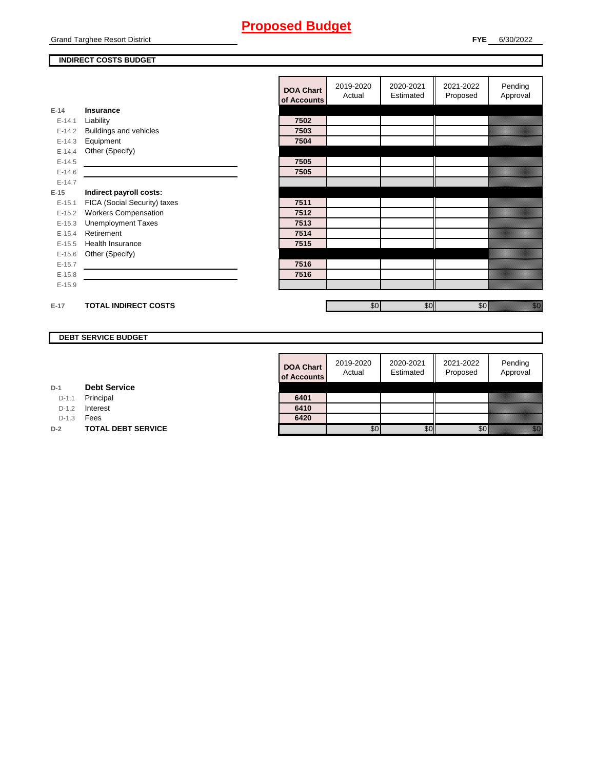# Proposed Budget

Grand Targhee Resort District

**FYE** 6/30/2022

## INDIRECT COSTS BUDGET

| | | DOA Chart of Accounts | 2019-2020 Actual | 2020-2021 Estimated | 2021-2022 Proposed | Pending Approval |
|---|---|---|---|---|---|---|
| E-14 | **Insurance** | | | | | |
| E-14.1 | Liability | 7502 | | | | |
| E-14.2 | Buildings and vehicles | 7503 | | | | |
| E-14.3 | Equipment | 7504 | | | | |
| E-14.4 | Other (Specify) | | | | | |
| E-14.5 | | 7505 | | | | |
| E-14.6 | | 7505 | | | | |
| E-14.7 | | | | | | |
| E-15 | **Indirect payroll costs:** | | | | | |
| E-15.1 | FICA (Social Security) taxes | 7511 | | | | |
| E-15.2 | Workers Compensation | 7512 | | | | |
| E-15.3 | Unemployment Taxes | 7513 | | | | |
| E-15.4 | Retirement | 7514 | | | | |
| E-15.5 | Health Insurance | 7515 | | | | |
| E-15.6 | Other (Specify) | | | | | |
| E-15.7 | | 7516 | | | | |
| E-15.8 | | 7516 | | | | |
| E-15.9 | | | | | | |
| E-17 | **TOTAL INDIRECT COSTS** | | $0 | $0 | $0 | $0 |

## DEBT SERVICE BUDGET

| | | DOA Chart of Accounts | 2019-2020 Actual | 2020-2021 Estimated | 2021-2022 Proposed | Pending Approval |
|---|---|---|---|---|---|---|
| D-1 | **Debt Service** | | | | | |
| D-1.1 | Principal | 6401 | | | | |
| D-1.2 | Interest | 6410 | | | | |
| D-1.3 | Fees | 6420 | | | | |
| D-2 | **TOTAL DEBT SERVICE** | | $0 | $0 | $0 | $0 |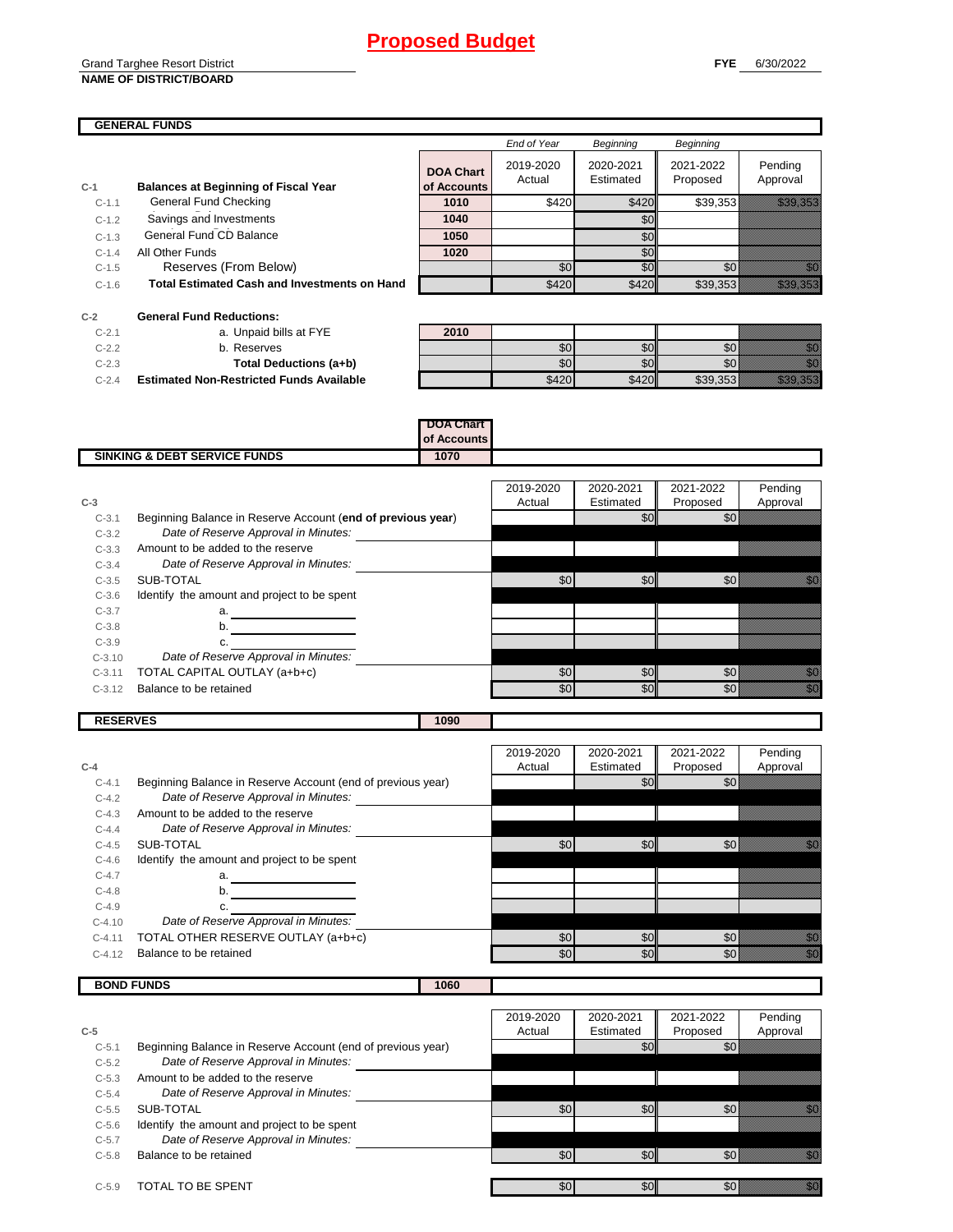# Proposed Budget

Grand Targhee Resort District
**NAME OF DISTRICT/BOARD**

**FYE** 6/30/2022

**GENERAL FUNDS**

| | | DOA Chart of Accounts | End of Year 2019-2020 Actual | Beginning 2020-2021 Estimated | Beginning 2021-2022 Proposed | Pending Approval |
|---|---|---|---|---|---|---|
| C-1 | **Balances at Beginning of Fiscal Year** | | | | | |
| C-1.1 | General Fund Checking | 1010 | $420 | $420 | $39,353 | $39,353 |
| C-1.2 | Savings and Investments | 1040 | | $0 | | |
| C-1.3 | General Fund CD Balance | 1050 | | $0 | | |
| C-1.4 | All Other Funds | 1020 | | $0 | | |
| C-1.5 | Reserves (From Below) | | $0 | $0 | $0 | $0 |
| C-1.6 | **Total Estimated Cash and Investments on Hand** | | $420 | $420 | $39,353 | $39,353 |
| C-2 | **General Fund Reductions:** | | | | | |
| C-2.1 | a. Unpaid bills at FYE | 2010 | | | | |
| C-2.2 | b. Reserves | | $0 | $0 | $0 | $0 |
| C-2.3 | **Total Deductions (a+b)** | | $0 | $0 | $0 | $0 |
| C-2.4 | **Estimated Non-Restricted Funds Available** | | $420 | $420 | $39,353 | $39,353 |

**SINKING & DEBT SERVICE FUNDS** — DOA Chart of Accounts 1070

| C-3 | | 2019-2020 Actual | 2020-2021 Estimated | 2021-2022 Proposed | Pending Approval |
|---|---|---|---|---|---|
| C-3.1 | Beginning Balance in Reserve Account (**end of previous year**) | | $0 | $0 | |
| C-3.2 | *Date of Reserve Approval in Minutes:* | | | | |
| C-3.3 | Amount to be added to the reserve | | | | |
| C-3.4 | *Date of Reserve Approval in Minutes:* | | | | |
| C-3.5 | SUB-TOTAL | $0 | $0 | $0 | $0 |
| C-3.6 | Identify the amount and project to be spent | | | | |
| C-3.7 | a. | | | | |
| C-3.8 | b. | | | | |
| C-3.9 | c. | | | | |
| C-3.10 | *Date of Reserve Approval in Minutes:* | | | | |
| C-3.11 | TOTAL CAPITAL OUTLAY (a+b+c) | $0 | $0 | $0 | $0 |
| C-3.12 | Balance to be retained | $0 | $0 | $0 | $0 |

**RESERVES** — 1090

| C-4 | | 2019-2020 Actual | 2020-2021 Estimated | 2021-2022 Proposed | Pending Approval |
|---|---|---|---|---|---|
| C-4.1 | Beginning Balance in Reserve Account (end of previous year) | | $0 | $0 | |
| C-4.2 | *Date of Reserve Approval in Minutes:* | | | | |
| C-4.3 | Amount to be added to the reserve | | | | |
| C-4.4 | *Date of Reserve Approval in Minutes:* | | | | |
| C-4.5 | SUB-TOTAL | $0 | $0 | $0 | $0 |
| C-4.6 | Identify the amount and project to be spent | | | | |
| C-4.7 | a. | | | | |
| C-4.8 | b. | | | | |
| C-4.9 | c. | | | | |
| C-4.10 | *Date of Reserve Approval in Minutes:* | | | | |
| C-4.11 | TOTAL OTHER RESERVE OUTLAY (a+b+c) | $0 | $0 | $0 | $0 |
| C-4.12 | Balance to be retained | $0 | $0 | $0 | $0 |

**BOND FUNDS** — 1060

| C-5 | | 2019-2020 Actual | 2020-2021 Estimated | 2021-2022 Proposed | Pending Approval |
|---|---|---|---|---|---|
| C-5.1 | Beginning Balance in Reserve Account (end of previous year) | | $0 | $0 | |
| C-5.2 | *Date of Reserve Approval in Minutes:* | | | | |
| C-5.3 | Amount to be added to the reserve | | | | |
| C-5.4 | *Date of Reserve Approval in Minutes:* | | | | |
| C-5.5 | SUB-TOTAL | $0 | $0 | $0 | $0 |
| C-5.6 | Identify the amount and project to be spent | | | | |
| C-5.7 | *Date of Reserve Approval in Minutes:* | | | | |
| C-5.8 | Balance to be retained | $0 | $0 | $0 | $0 |
| C-5.9 | TOTAL TO BE SPENT | $0 | $0 | $0 | $0 |